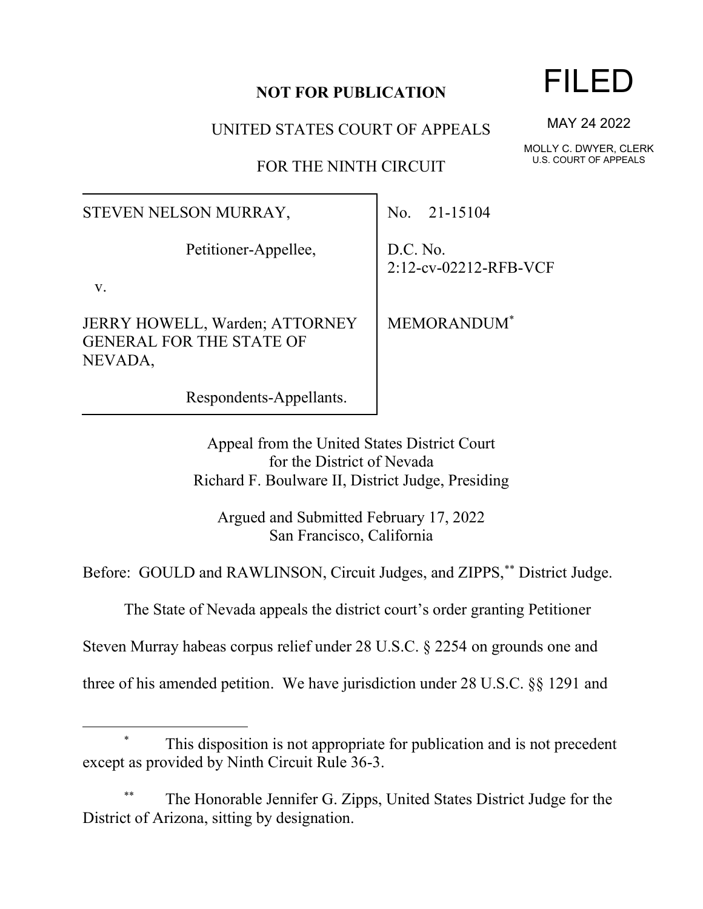**NOT FOR PUBLICATION**

FILED

MAY 24 2022

MOLLY C. DWYER, CLERK
U.S. COURT OF APPEALS

UNITED STATES COURT OF APPEALS

FOR THE NINTH CIRCUIT

| | |
|---|---|
| STEVEN NELSON MURRAY,<br><br>Petitioner-Appellee,<br><br>v.<br><br>JERRY HOWELL, Warden; ATTORNEY GENERAL FOR THE STATE OF NEVADA,<br><br>Respondents-Appellants. | No. 21-15104<br><br>D.C. No. 2:12-cv-02212-RFB-VCF<br><br>MEMORANDUM[*] |

Appeal from the United States District Court
for the District of Nevada
Richard F. Boulware II, District Judge, Presiding

Argued and Submitted February 17, 2022
San Francisco, California

Before: GOULD and RAWLINSON, Circuit Judges, and ZIPPS,[**] District Judge.

The State of Nevada appeals the district court's order granting Petitioner Steven Murray habeas corpus relief under 28 U.S.C. § 2254 on grounds one and three of his amended petition. We have jurisdiction under 28 U.S.C. §§ 1291 and

---

[*] This disposition is not appropriate for publication and is not precedent except as provided by Ninth Circuit Rule 36-3.

[**] The Honorable Jennifer G. Zipps, United States District Judge for the District of Arizona, sitting by designation.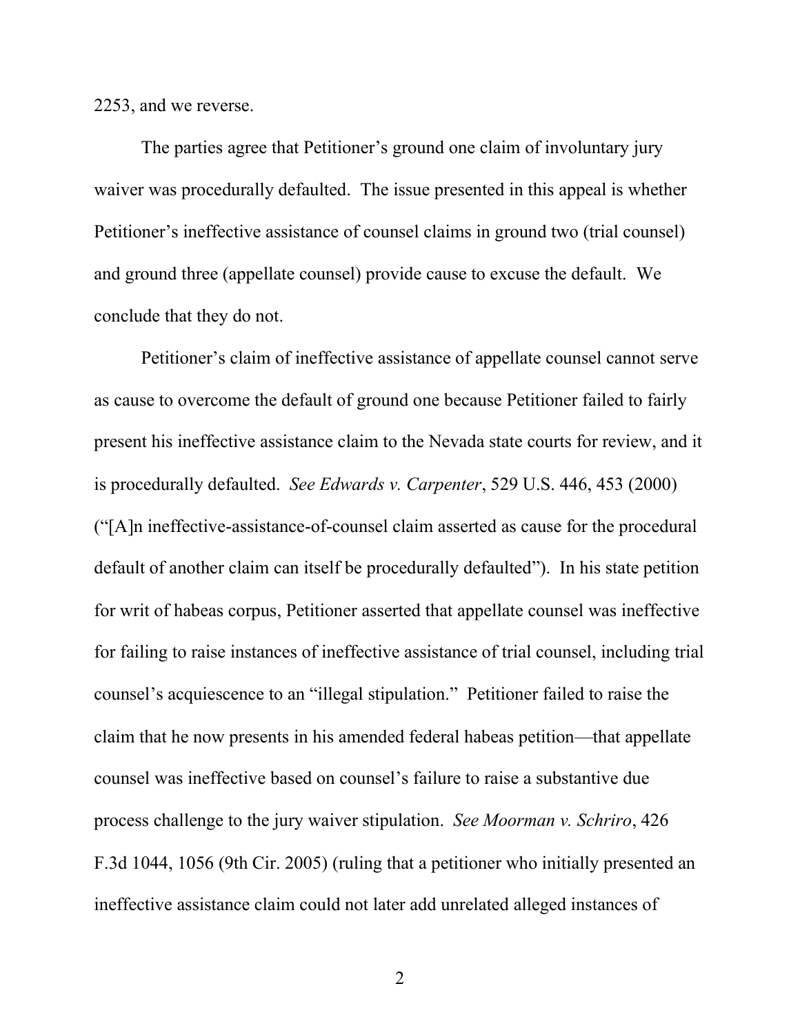2253, and we reverse.

The parties agree that Petitioner's ground one claim of involuntary jury waiver was procedurally defaulted. The issue presented in this appeal is whether Petitioner's ineffective assistance of counsel claims in ground two (trial counsel) and ground three (appellate counsel) provide cause to excuse the default. We conclude that they do not.

Petitioner's claim of ineffective assistance of appellate counsel cannot serve as cause to overcome the default of ground one because Petitioner failed to fairly present his ineffective assistance claim to the Nevada state courts for review, and it is procedurally defaulted. *See Edwards v. Carpenter*, 529 U.S. 446, 453 (2000) ("[A]n ineffective-assistance-of-counsel claim asserted as cause for the procedural default of another claim can itself be procedurally defaulted"). In his state petition for writ of habeas corpus, Petitioner asserted that appellate counsel was ineffective for failing to raise instances of ineffective assistance of trial counsel, including trial counsel's acquiescence to an "illegal stipulation." Petitioner failed to raise the claim that he now presents in his amended federal habeas petition—that appellate counsel was ineffective based on counsel's failure to raise a substantive due process challenge to the jury waiver stipulation. *See Moorman v. Schriro*, 426 F.3d 1044, 1056 (9th Cir. 2005) (ruling that a petitioner who initially presented an ineffective assistance claim could not later add unrelated alleged instances of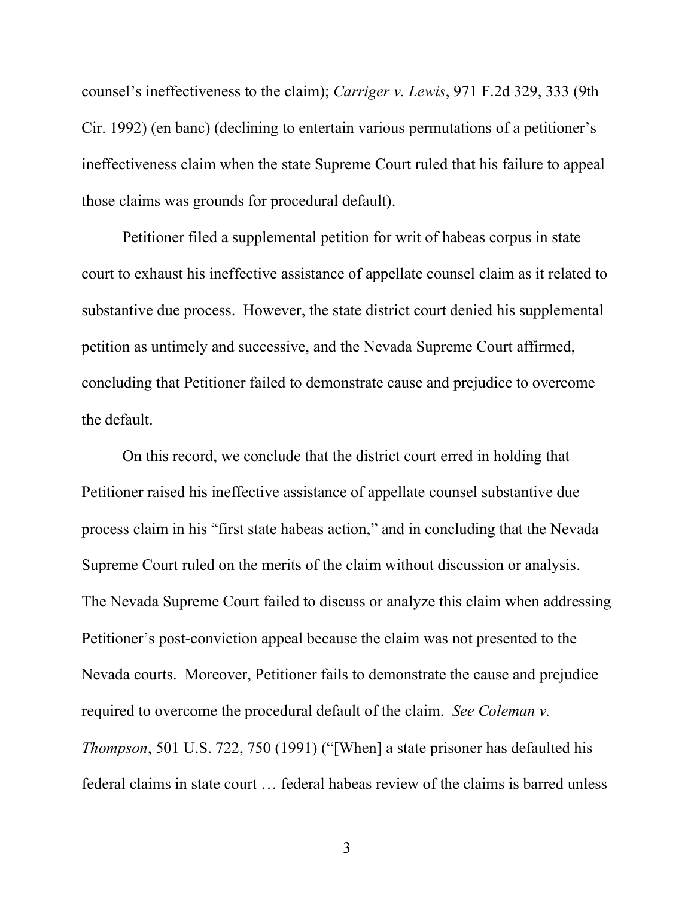counsel's ineffectiveness to the claim); *Carriger v. Lewis*, 971 F.2d 329, 333 (9th Cir. 1992) (en banc) (declining to entertain various permutations of a petitioner's ineffectiveness claim when the state Supreme Court ruled that his failure to appeal those claims was grounds for procedural default).

Petitioner filed a supplemental petition for writ of habeas corpus in state court to exhaust his ineffective assistance of appellate counsel claim as it related to substantive due process. However, the state district court denied his supplemental petition as untimely and successive, and the Nevada Supreme Court affirmed, concluding that Petitioner failed to demonstrate cause and prejudice to overcome the default.

On this record, we conclude that the district court erred in holding that Petitioner raised his ineffective assistance of appellate counsel substantive due process claim in his "first state habeas action," and in concluding that the Nevada Supreme Court ruled on the merits of the claim without discussion or analysis. The Nevada Supreme Court failed to discuss or analyze this claim when addressing Petitioner's post-conviction appeal because the claim was not presented to the Nevada courts. Moreover, Petitioner fails to demonstrate the cause and prejudice required to overcome the procedural default of the claim. *See Coleman v. Thompson*, 501 U.S. 722, 750 (1991) ("[When] a state prisoner has defaulted his federal claims in state court … federal habeas review of the claims is barred unless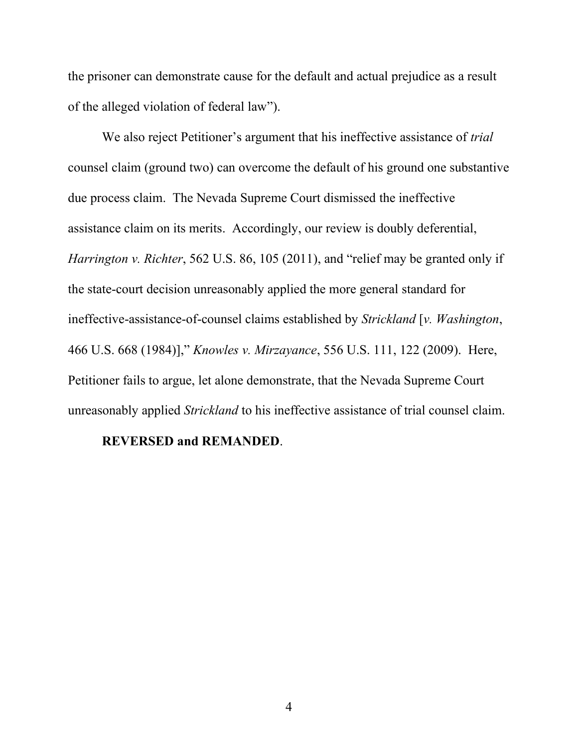the prisoner can demonstrate cause for the default and actual prejudice as a result of the alleged violation of federal law").

We also reject Petitioner's argument that his ineffective assistance of *trial* counsel claim (ground two) can overcome the default of his ground one substantive due process claim. The Nevada Supreme Court dismissed the ineffective assistance claim on its merits. Accordingly, our review is doubly deferential, *Harrington v. Richter*, 562 U.S. 86, 105 (2011), and "relief may be granted only if the state-court decision unreasonably applied the more general standard for ineffective-assistance-of-counsel claims established by *Strickland* [*v. Washington*, 466 U.S. 668 (1984)]," *Knowles v. Mirzayance*, 556 U.S. 111, 122 (2009). Here, Petitioner fails to argue, let alone demonstrate, that the Nevada Supreme Court unreasonably applied *Strickland* to his ineffective assistance of trial counsel claim.

**REVERSED and REMANDED**.